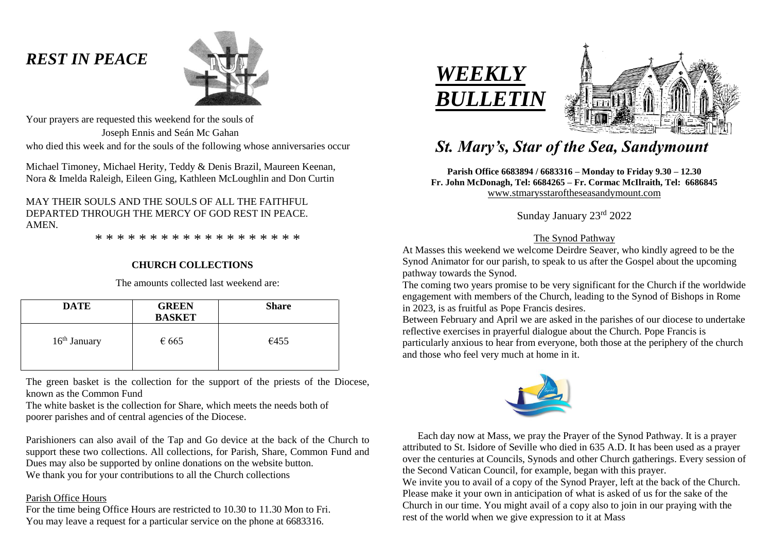# *REST IN PEACE*

Your prayers are requested this weekend for the souls of

Joseph Ennis and Seán Mc Gahan

who died this week and for the souls of the following whose anniversaries occur

Michael Timoney, Michael Herity, Teddy & Denis Brazil, Maureen Keenan, Nora & Imelda Raleigh, Eileen Ging, Kathleen McLoughlin and Don Curtin

MAY THEIR SOULS AND THE SOULS OF ALL THE FAITHFUL DEPARTED THROUGH THE MERCY OF GOD REST IN PEACE. AMEN.

\* \* \* \* \* \* \* \* \* \* \* \* \* \* \* \* \* \* \*

## CHURCH COLLECTIONS

The amounts collected last weekend are:

| DATE | GREEN BASKET | Share |
|---|---|---|
| 16th January | € 665 | €455 |

The green basket is the collection for the support of the priests of the Diocese, known as the Common Fund

The white basket is the collection for Share, which meets the needs both of poorer parishes and of central agencies of the Diocese.

Parishioners can also avail of the Tap and Go device at the back of the Church to support these two collections. All collections, for Parish, Share, Common Fund and Dues may also be supported by online donations on the website button.
We thank you for your contributions to all the Church collections

Parish Office Hours

For the time being Office Hours are restricted to 10.30 to 11.30 Mon to Fri.
You may leave a request for a particular service on the phone at 6683316.

# *WEEKLY BULLETIN*

## *St. Mary's, Star of the Sea, Sandymount*

**Parish Office 6683894 / 6683316 – Monday to Friday 9.30 – 12.30**
**Fr. John McDonagh, Tel: 6684265 – Fr. Cormac McIlraith, Tel: 6686845**
www.stmarysstaroftheseasandymount.com

Sunday January 23rd 2022

### The Synod Pathway

At Masses this weekend we welcome Deirdre Seaver, who kindly agreed to be the Synod Animator for our parish, to speak to us after the Gospel about the upcoming pathway towards the Synod.

The coming two years promise to be very significant for the Church if the worldwide engagement with members of the Church, leading to the Synod of Bishops in Rome in 2023, is as fruitful as Pope Francis desires.

Between February and April we are asked in the parishes of our diocese to undertake reflective exercises in prayerful dialogue about the Church. Pope Francis is particularly anxious to hear from everyone, both those at the periphery of the church and those who feel very much at home in it.

Each day now at Mass, we pray the Prayer of the Synod Pathway. It is a prayer attributed to St. Isidore of Seville who died in 635 A.D. It has been used as a prayer over the centuries at Councils, Synods and other Church gatherings. Every session of the Second Vatican Council, for example, began with this prayer.

We invite you to avail of a copy of the Synod Prayer, left at the back of the Church. Please make it your own in anticipation of what is asked of us for the sake of the Church in our time. You might avail of a copy also to join in our praying with the rest of the world when we give expression to it at Mass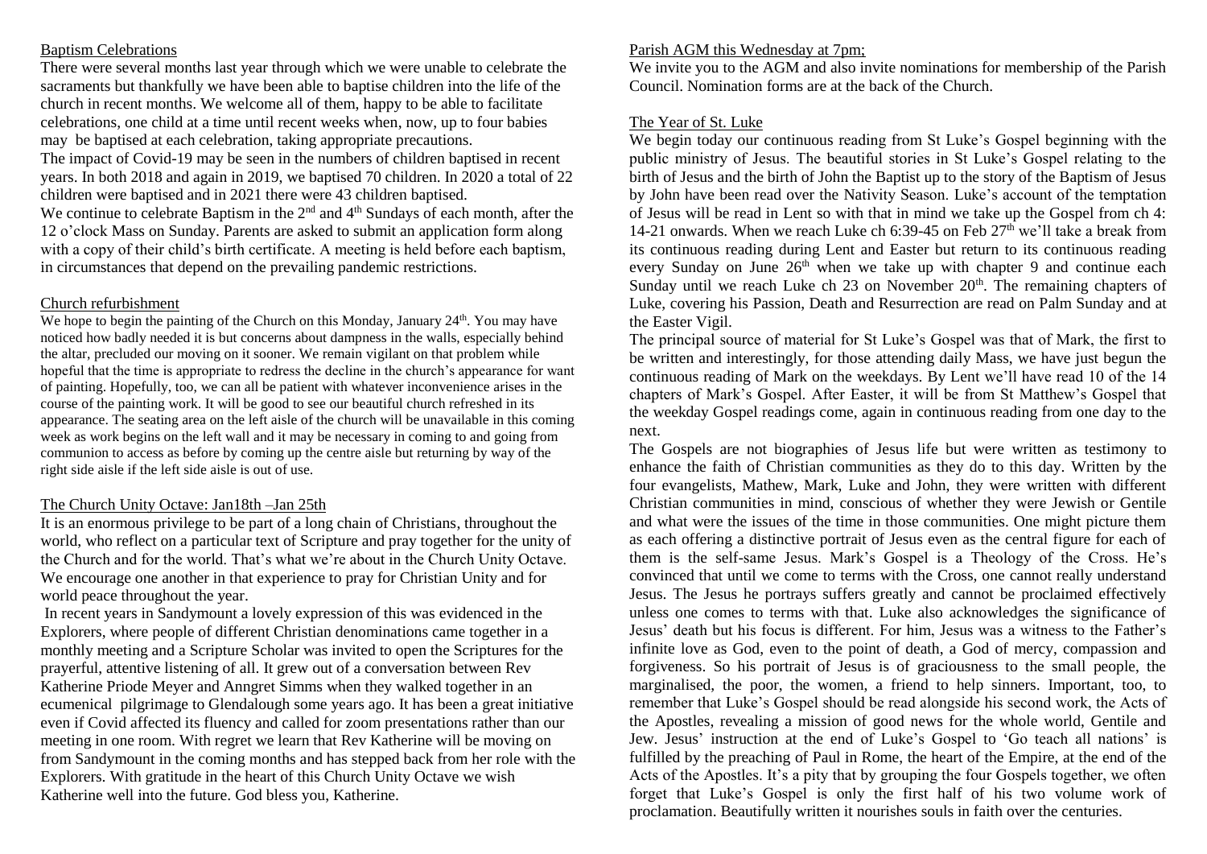## Baptism Celebrations

There were several months last year through which we were unable to celebrate the sacraments but thankfully we have been able to baptise children into the life of the church in recent months. We welcome all of them, happy to be able to facilitate celebrations, one child at a time until recent weeks when, now, up to four babies may be baptised at each celebration, taking appropriate precautions.

The impact of Covid-19 may be seen in the numbers of children baptised in recent years. In both 2018 and again in 2019, we baptised 70 children. In 2020 a total of 22 children were baptised and in 2021 there were 43 children baptised.

We continue to celebrate Baptism in the 2nd and 4th Sundays of each month, after the 12 o'clock Mass on Sunday. Parents are asked to submit an application form along with a copy of their child's birth certificate. A meeting is held before each baptism, in circumstances that depend on the prevailing pandemic restrictions.

## Church refurbishment

We hope to begin the painting of the Church on this Monday, January 24th. You may have noticed how badly needed it is but concerns about dampness in the walls, especially behind the altar, precluded our moving on it sooner. We remain vigilant on that problem while hopeful that the time is appropriate to redress the decline in the church's appearance for want of painting. Hopefully, too, we can all be patient with whatever inconvenience arises in the course of the painting work. It will be good to see our beautiful church refreshed in its appearance. The seating area on the left aisle of the church will be unavailable in this coming week as work begins on the left wall and it may be necessary in coming to and going from communion to access as before by coming up the centre aisle but returning by way of the right side aisle if the left side aisle is out of use.

## The Church Unity Octave: Jan18th –Jan 25th

It is an enormous privilege to be part of a long chain of Christians, throughout the world, who reflect on a particular text of Scripture and pray together for the unity of the Church and for the world. That's what we're about in the Church Unity Octave. We encourage one another in that experience to pray for Christian Unity and for world peace throughout the year.

In recent years in Sandymount a lovely expression of this was evidenced in the Explorers, where people of different Christian denominations came together in a monthly meeting and a Scripture Scholar was invited to open the Scriptures for the prayerful, attentive listening of all. It grew out of a conversation between Rev Katherine Priode Meyer and Anngret Simms when they walked together in an ecumenical pilgrimage to Glendalough some years ago. It has been a great initiative even if Covid affected its fluency and called for zoom presentations rather than our meeting in one room. With regret we learn that Rev Katherine will be moving on from Sandymount in the coming months and has stepped back from her role with the Explorers. With gratitude in the heart of this Church Unity Octave we wish Katherine well into the future. God bless you, Katherine.

## Parish AGM this Wednesday at 7pm;

We invite you to the AGM and also invite nominations for membership of the Parish Council. Nomination forms are at the back of the Church.

## The Year of St. Luke

We begin today our continuous reading from St Luke's Gospel beginning with the public ministry of Jesus. The beautiful stories in St Luke's Gospel relating to the birth of Jesus and the birth of John the Baptist up to the story of the Baptism of Jesus by John have been read over the Nativity Season. Luke's account of the temptation of Jesus will be read in Lent so with that in mind we take up the Gospel from ch 4: 14-21 onwards. When we reach Luke ch 6:39-45 on Feb 27th we'll take a break from its continuous reading during Lent and Easter but return to its continuous reading every Sunday on June 26th when we take up with chapter 9 and continue each Sunday until we reach Luke ch 23 on November 20th. The remaining chapters of Luke, covering his Passion, Death and Resurrection are read on Palm Sunday and at the Easter Vigil.

The principal source of material for St Luke's Gospel was that of Mark, the first to be written and interestingly, for those attending daily Mass, we have just begun the continuous reading of Mark on the weekdays. By Lent we'll have read 10 of the 14 chapters of Mark's Gospel. After Easter, it will be from St Matthew's Gospel that the weekday Gospel readings come, again in continuous reading from one day to the next.

The Gospels are not biographies of Jesus life but were written as testimony to enhance the faith of Christian communities as they do to this day. Written by the four evangelists, Mathew, Mark, Luke and John, they were written with different Christian communities in mind, conscious of whether they were Jewish or Gentile and what were the issues of the time in those communities. One might picture them as each offering a distinctive portrait of Jesus even as the central figure for each of them is the self-same Jesus. Mark's Gospel is a Theology of the Cross. He's convinced that until we come to terms with the Cross, one cannot really understand Jesus. The Jesus he portrays suffers greatly and cannot be proclaimed effectively unless one comes to terms with that. Luke also acknowledges the significance of Jesus' death but his focus is different. For him, Jesus was a witness to the Father's infinite love as God, even to the point of death, a God of mercy, compassion and forgiveness. So his portrait of Jesus is of graciousness to the small people, the marginalised, the poor, the women, a friend to help sinners. Important, too, to remember that Luke's Gospel should be read alongside his second work, the Acts of the Apostles, revealing a mission of good news for the whole world, Gentile and Jew. Jesus' instruction at the end of Luke's Gospel to 'Go teach all nations' is fulfilled by the preaching of Paul in Rome, the heart of the Empire, at the end of the Acts of the Apostles. It's a pity that by grouping the four Gospels together, we often forget that Luke's Gospel is only the first half of his two volume work of proclamation. Beautifully written it nourishes souls in faith over the centuries.